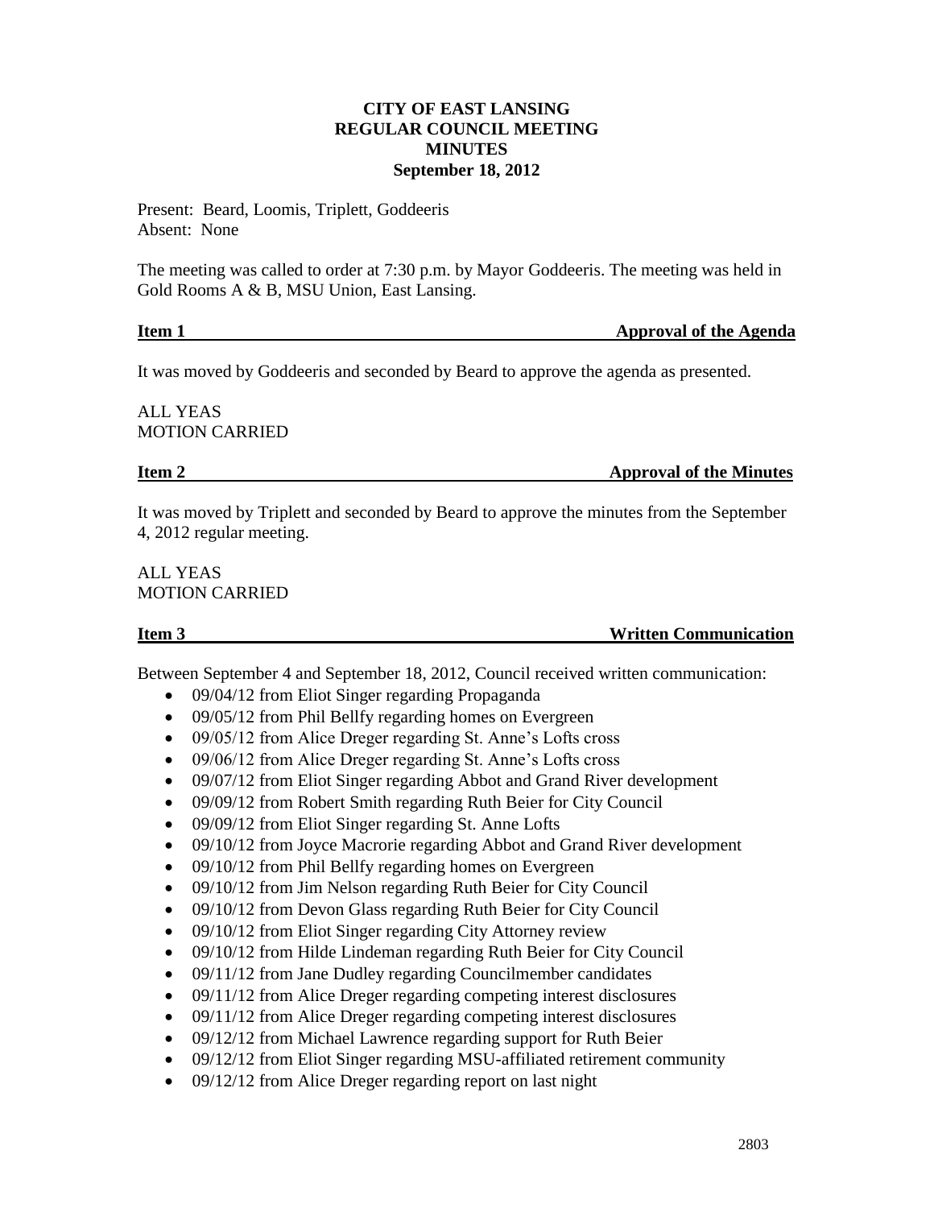# CITY OF EAST LANSING
# REGULAR COUNCIL MEETING
# MINUTES
# September 18, 2012

Present: Beard, Loomis, Triplett, Goddeeris
Absent: None

The meeting was called to order at 7:30 p.m. by Mayor Goddeeris. The meeting was held in Gold Rooms A & B, MSU Union, East Lansing.

**Item 1 — Approval of the Agenda**

It was moved by Goddeeris and seconded by Beard to approve the agenda as presented.

ALL YEAS
MOTION CARRIED

**Item 2 — Approval of the Minutes**

It was moved by Triplett and seconded by Beard to approve the minutes from the September 4, 2012 regular meeting.

ALL YEAS
MOTION CARRIED

**Item 3 — Written Communication**

Between September 4 and September 18, 2012, Council received written communication:

- 09/04/12 from Eliot Singer regarding Propaganda
- 09/05/12 from Phil Bellfy regarding homes on Evergreen
- 09/05/12 from Alice Dreger regarding St. Anne's Lofts cross
- 09/06/12 from Alice Dreger regarding St. Anne's Lofts cross
- 09/07/12 from Eliot Singer regarding Abbot and Grand River development
- 09/09/12 from Robert Smith regarding Ruth Beier for City Council
- 09/09/12 from Eliot Singer regarding St. Anne Lofts
- 09/10/12 from Joyce Macrorie regarding Abbot and Grand River development
- 09/10/12 from Phil Bellfy regarding homes on Evergreen
- 09/10/12 from Jim Nelson regarding Ruth Beier for City Council
- 09/10/12 from Devon Glass regarding Ruth Beier for City Council
- 09/10/12 from Eliot Singer regarding City Attorney review
- 09/10/12 from Hilde Lindeman regarding Ruth Beier for City Council
- 09/11/12 from Jane Dudley regarding Councilmember candidates
- 09/11/12 from Alice Dreger regarding competing interest disclosures
- 09/11/12 from Alice Dreger regarding competing interest disclosures
- 09/12/12 from Michael Lawrence regarding support for Ruth Beier
- 09/12/12 from Eliot Singer regarding MSU-affiliated retirement community
- 09/12/12 from Alice Dreger regarding report on last night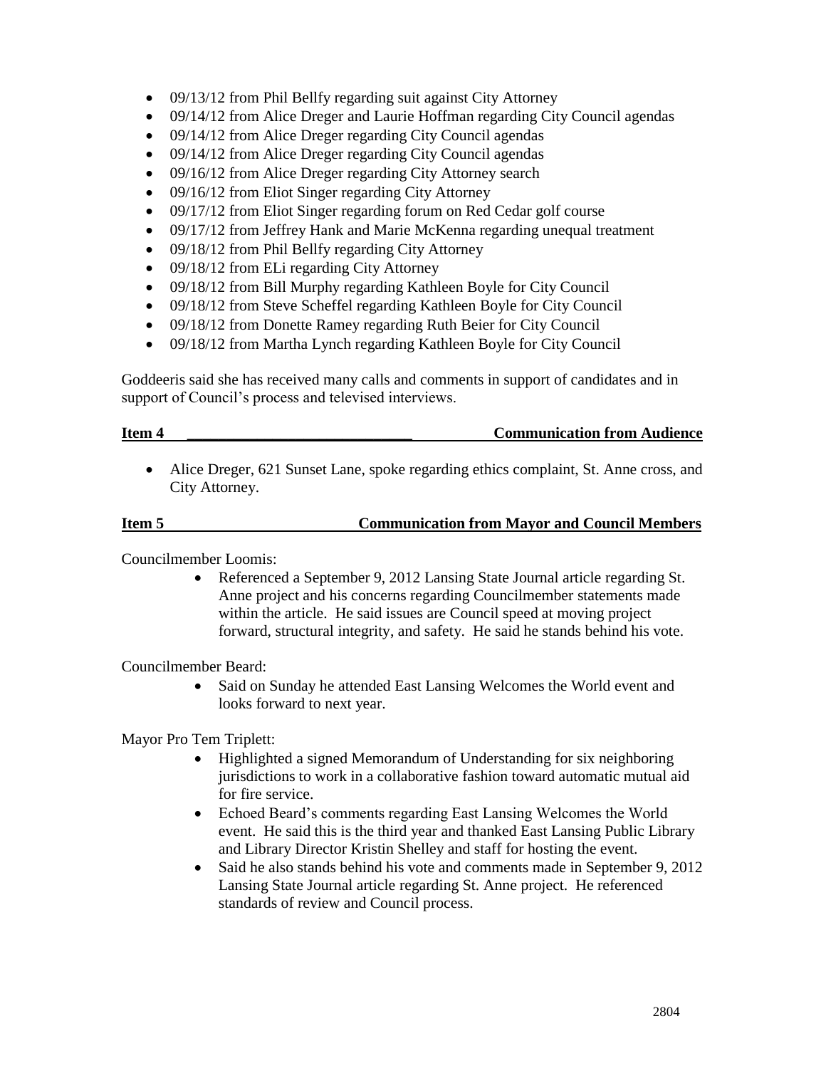- 09/13/12 from Phil Bellfy regarding suit against City Attorney
- 09/14/12 from Alice Dreger and Laurie Hoffman regarding City Council agendas
- 09/14/12 from Alice Dreger regarding City Council agendas
- 09/14/12 from Alice Dreger regarding City Council agendas
- 09/16/12 from Alice Dreger regarding City Attorney search
- 09/16/12 from Eliot Singer regarding City Attorney
- 09/17/12 from Eliot Singer regarding forum on Red Cedar golf course
- 09/17/12 from Jeffrey Hank and Marie McKenna regarding unequal treatment
- 09/18/12 from Phil Bellfy regarding City Attorney
- 09/18/12 from ELi regarding City Attorney
- 09/18/12 from Bill Murphy regarding Kathleen Boyle for City Council
- 09/18/12 from Steve Scheffel regarding Kathleen Boyle for City Council
- 09/18/12 from Donette Ramey regarding Ruth Beier for City Council
- 09/18/12 from Martha Lynch regarding Kathleen Boyle for City Council

Goddeeris said she has received many calls and comments in support of candidates and in support of Council's process and televised interviews.

**Item 4 Communication from Audience**

- Alice Dreger, 621 Sunset Lane, spoke regarding ethics complaint, St. Anne cross, and City Attorney.

**Item 5 Communication from Mayor and Council Members**

Councilmember Loomis:

- Referenced a September 9, 2012 Lansing State Journal article regarding St. Anne project and his concerns regarding Councilmember statements made within the article. He said issues are Council speed at moving project forward, structural integrity, and safety. He said he stands behind his vote.

Councilmember Beard:

- Said on Sunday he attended East Lansing Welcomes the World event and looks forward to next year.

Mayor Pro Tem Triplett:

- Highlighted a signed Memorandum of Understanding for six neighboring jurisdictions to work in a collaborative fashion toward automatic mutual aid for fire service.
- Echoed Beard's comments regarding East Lansing Welcomes the World event. He said this is the third year and thanked East Lansing Public Library and Library Director Kristin Shelley and staff for hosting the event.
- Said he also stands behind his vote and comments made in September 9, 2012 Lansing State Journal article regarding St. Anne project. He referenced standards of review and Council process.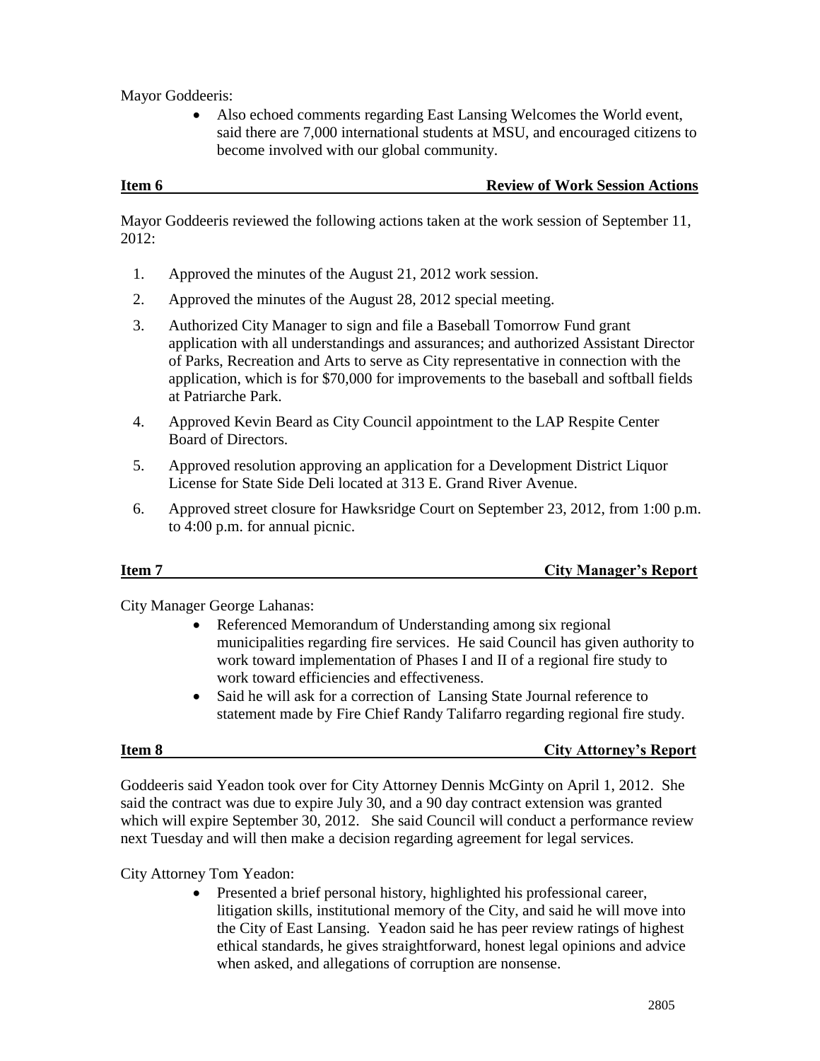Mayor Goddeeris:

- Also echoed comments regarding East Lansing Welcomes the World event, said there are 7,000 international students at MSU, and encouraged citizens to become involved with our global community.

**Item 6 — Review of Work Session Actions**

Mayor Goddeeris reviewed the following actions taken at the work session of September 11, 2012:

1. Approved the minutes of the August 21, 2012 work session.
2. Approved the minutes of the August 28, 2012 special meeting.
3. Authorized City Manager to sign and file a Baseball Tomorrow Fund grant application with all understandings and assurances; and authorized Assistant Director of Parks, Recreation and Arts to serve as City representative in connection with the application, which is for $70,000 for improvements to the baseball and softball fields at Patriarche Park.
4. Approved Kevin Beard as City Council appointment to the LAP Respite Center Board of Directors.
5. Approved resolution approving an application for a Development District Liquor License for State Side Deli located at 313 E. Grand River Avenue.
6. Approved street closure for Hawksridge Court on September 23, 2012, from 1:00 p.m. to 4:00 p.m. for annual picnic.

**Item 7 — City Manager's Report**

City Manager George Lahanas:

- Referenced Memorandum of Understanding among six regional municipalities regarding fire services. He said Council has given authority to work toward implementation of Phases I and II of a regional fire study to work toward efficiencies and effectiveness.
- Said he will ask for a correction of Lansing State Journal reference to statement made by Fire Chief Randy Talifarro regarding regional fire study.

**Item 8 — City Attorney's Report**

Goddeeris said Yeadon took over for City Attorney Dennis McGinty on April 1, 2012. She said the contract was due to expire July 30, and a 90 day contract extension was granted which will expire September 30, 2012. She said Council will conduct a performance review next Tuesday and will then make a decision regarding agreement for legal services.

City Attorney Tom Yeadon:

- Presented a brief personal history, highlighted his professional career, litigation skills, institutional memory of the City, and said he will move into the City of East Lansing. Yeadon said he has peer review ratings of highest ethical standards, he gives straightforward, honest legal opinions and advice when asked, and allegations of corruption are nonsense.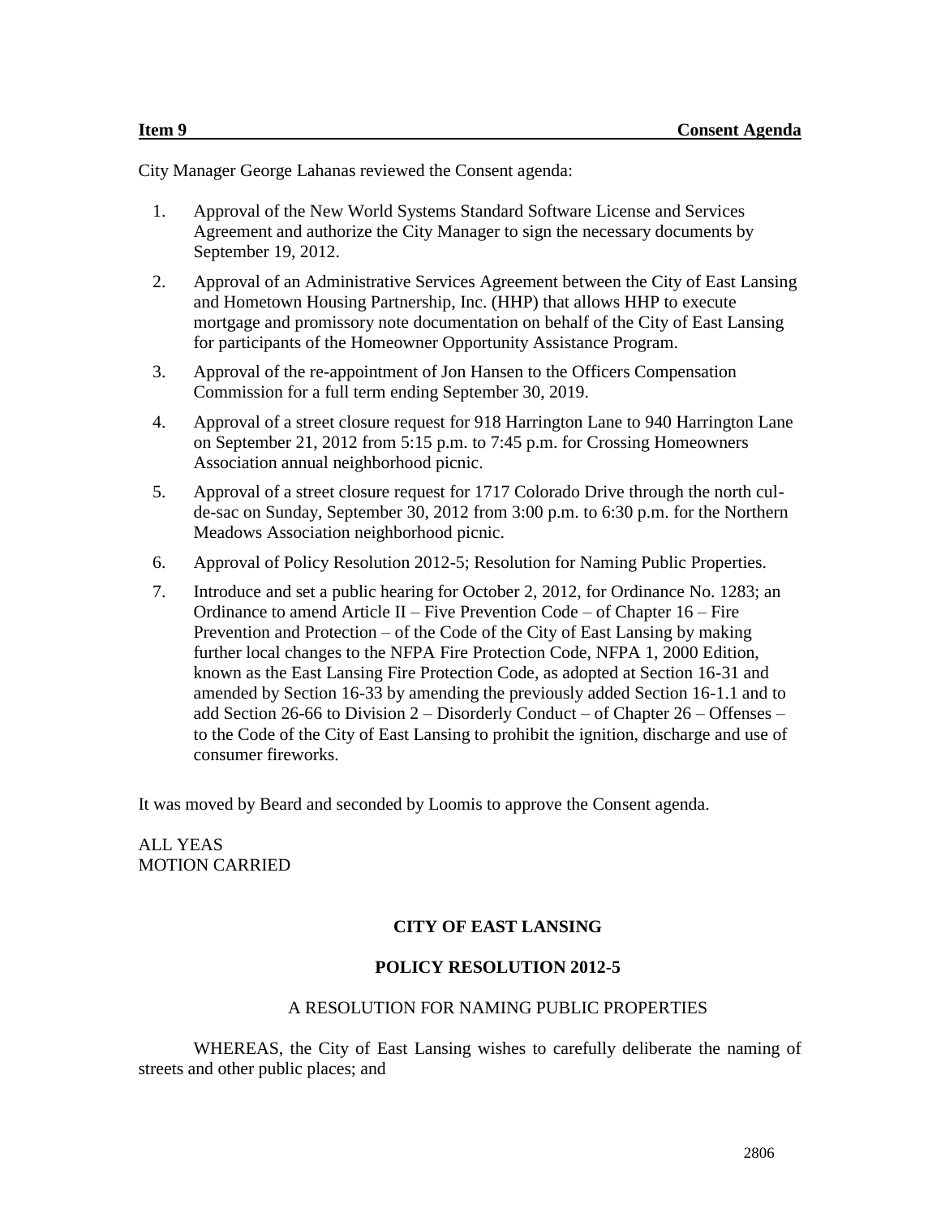**Item 9** **Consent Agenda**

City Manager George Lahanas reviewed the Consent agenda:

1. Approval of the New World Systems Standard Software License and Services Agreement and authorize the City Manager to sign the necessary documents by September 19, 2012.
2. Approval of an Administrative Services Agreement between the City of East Lansing and Hometown Housing Partnership, Inc. (HHP) that allows HHP to execute mortgage and promissory note documentation on behalf of the City of East Lansing for participants of the Homeowner Opportunity Assistance Program.
3. Approval of the re-appointment of Jon Hansen to the Officers Compensation Commission for a full term ending September 30, 2019.
4. Approval of a street closure request for 918 Harrington Lane to 940 Harrington Lane on September 21, 2012 from 5:15 p.m. to 7:45 p.m. for Crossing Homeowners Association annual neighborhood picnic.
5. Approval of a street closure request for 1717 Colorado Drive through the north cul-de-sac on Sunday, September 30, 2012 from 3:00 p.m. to 6:30 p.m. for the Northern Meadows Association neighborhood picnic.
6. Approval of Policy Resolution 2012-5; Resolution for Naming Public Properties.
7. Introduce and set a public hearing for October 2, 2012, for Ordinance No. 1283; an Ordinance to amend Article II – Five Prevention Code – of Chapter 16 – Fire Prevention and Protection – of the Code of the City of East Lansing by making further local changes to the NFPA Fire Protection Code, NFPA 1, 2000 Edition, known as the East Lansing Fire Protection Code, as adopted at Section 16-31 and amended by Section 16-33 by amending the previously added Section 16-1.1 and to add Section 26-66 to Division 2 – Disorderly Conduct – of Chapter 26 – Offenses – to the Code of the City of East Lansing to prohibit the ignition, discharge and use of consumer fireworks.

It was moved by Beard and seconded by Loomis to approve the Consent agenda.

ALL YEAS
MOTION CARRIED

**CITY OF EAST LANSING**

**POLICY RESOLUTION 2012-5**

A RESOLUTION FOR NAMING PUBLIC PROPERTIES

WHEREAS, the City of East Lansing wishes to carefully deliberate the naming of streets and other public places; and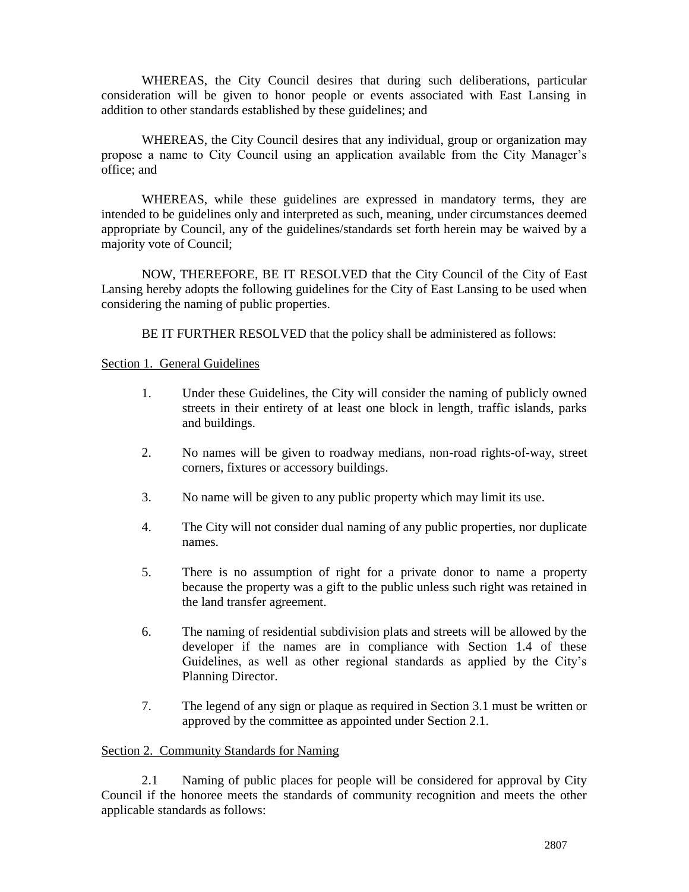WHEREAS, the City Council desires that during such deliberations, particular consideration will be given to honor people or events associated with East Lansing in addition to other standards established by these guidelines; and

WHEREAS, the City Council desires that any individual, group or organization may propose a name to City Council using an application available from the City Manager's office; and

WHEREAS, while these guidelines are expressed in mandatory terms, they are intended to be guidelines only and interpreted as such, meaning, under circumstances deemed appropriate by Council, any of the guidelines/standards set forth herein may be waived by a majority vote of Council;

NOW, THEREFORE, BE IT RESOLVED that the City Council of the City of East Lansing hereby adopts the following guidelines for the City of East Lansing to be used when considering the naming of public properties.

BE IT FURTHER RESOLVED that the policy shall be administered as follows:

Section 1. General Guidelines

1. Under these Guidelines, the City will consider the naming of publicly owned streets in their entirety of at least one block in length, traffic islands, parks and buildings.

2. No names will be given to roadway medians, non-road rights-of-way, street corners, fixtures or accessory buildings.

3. No name will be given to any public property which may limit its use.

4. The City will not consider dual naming of any public properties, nor duplicate names.

5. There is no assumption of right for a private donor to name a property because the property was a gift to the public unless such right was retained in the land transfer agreement.

6. The naming of residential subdivision plats and streets will be allowed by the developer if the names are in compliance with Section 1.4 of these Guidelines, as well as other regional standards as applied by the City's Planning Director.

7. The legend of any sign or plaque as required in Section 3.1 must be written or approved by the committee as appointed under Section 2.1.

Section 2. Community Standards for Naming

2.1 Naming of public places for people will be considered for approval by City Council if the honoree meets the standards of community recognition and meets the other applicable standards as follows: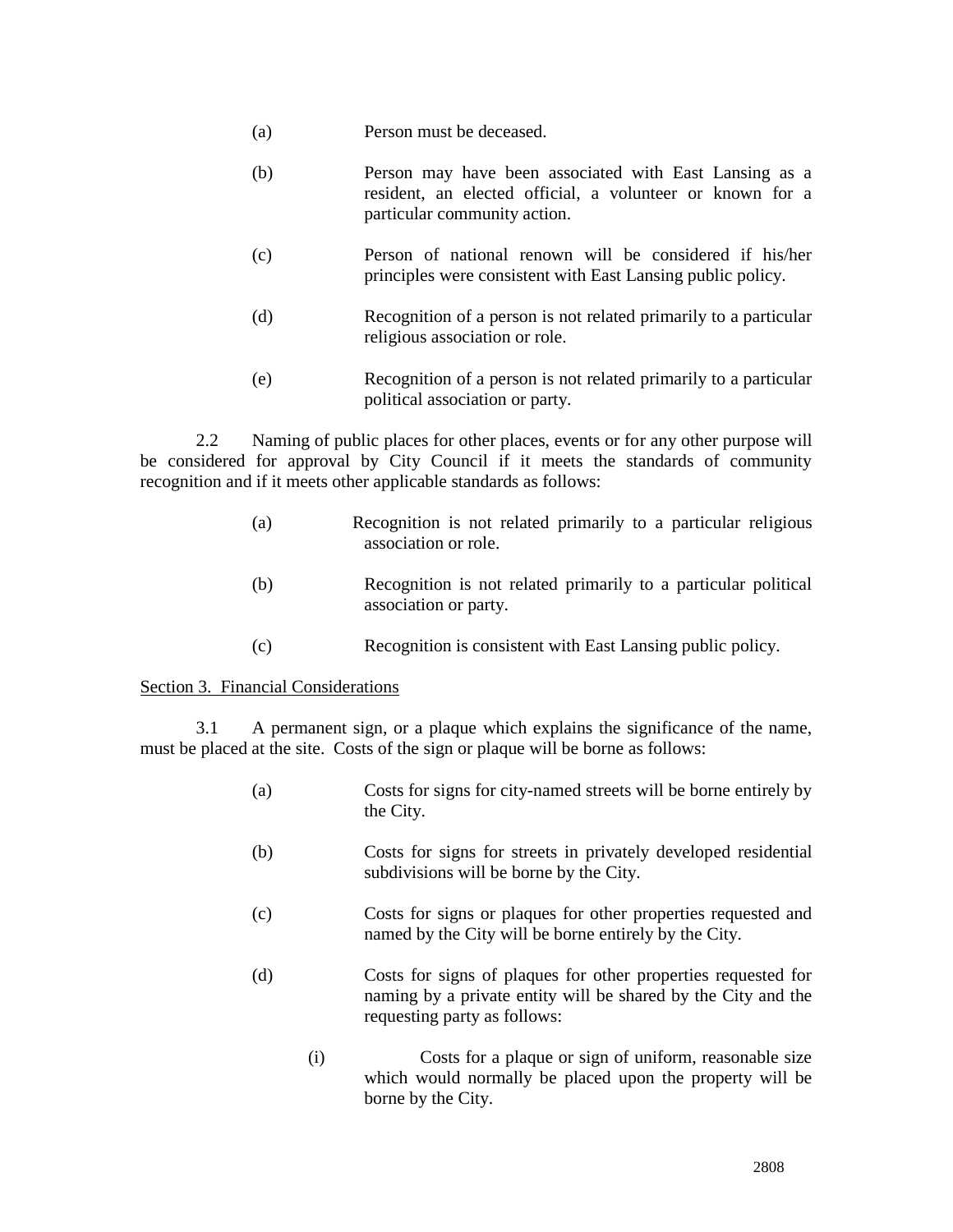(a) Person must be deceased.

(b) Person may have been associated with East Lansing as a resident, an elected official, a volunteer or known for a particular community action.

(c) Person of national renown will be considered if his/her principles were consistent with East Lansing public policy.

(d) Recognition of a person is not related primarily to a particular religious association or role.

(e) Recognition of a person is not related primarily to a particular political association or party.

2.2 Naming of public places for other places, events or for any other purpose will be considered for approval by City Council if it meets the standards of community recognition and if it meets other applicable standards as follows:

(a) Recognition is not related primarily to a particular religious association or role.

(b) Recognition is not related primarily to a particular political association or party.

(c) Recognition is consistent with East Lansing public policy.

Section 3. Financial Considerations

3.1 A permanent sign, or a plaque which explains the significance of the name, must be placed at the site. Costs of the sign or plaque will be borne as follows:

(a) Costs for signs for city-named streets will be borne entirely by the City.

(b) Costs for signs for streets in privately developed residential subdivisions will be borne by the City.

(c) Costs for signs or plaques for other properties requested and named by the City will be borne entirely by the City.

(d) Costs for signs of plaques for other properties requested for naming by a private entity will be shared by the City and the requesting party as follows:

(i) Costs for a plaque or sign of uniform, reasonable size which would normally be placed upon the property will be borne by the City.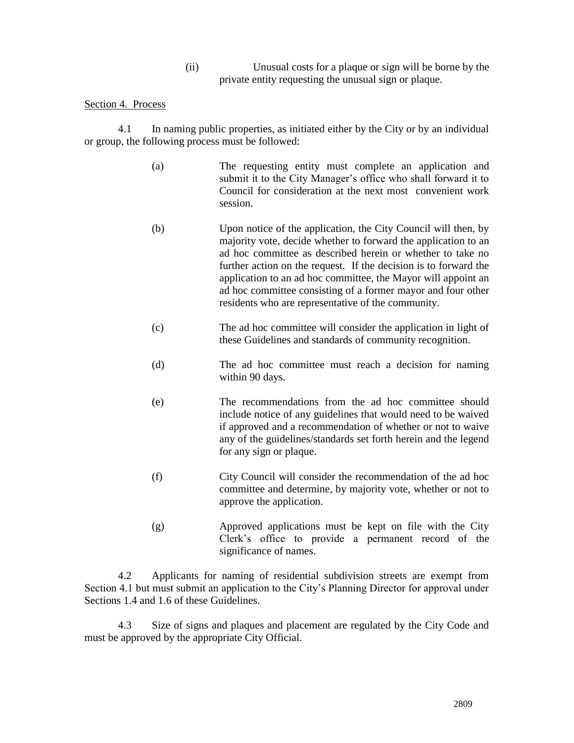(ii) Unusual costs for a plaque or sign will be borne by the private entity requesting the unusual sign or plaque.

Section 4. Process

4.1 In naming public properties, as initiated either by the City or by an individual or group, the following process must be followed:

(a) The requesting entity must complete an application and submit it to the City Manager's office who shall forward it to Council for consideration at the next most convenient work session.

(b) Upon notice of the application, the City Council will then, by majority vote, decide whether to forward the application to an ad hoc committee as described herein or whether to take no further action on the request. If the decision is to forward the application to an ad hoc committee, the Mayor will appoint an ad hoc committee consisting of a former mayor and four other residents who are representative of the community.

(c) The ad hoc committee will consider the application in light of these Guidelines and standards of community recognition.

(d) The ad hoc committee must reach a decision for naming within 90 days.

(e) The recommendations from the ad hoc committee should include notice of any guidelines that would need to be waived if approved and a recommendation of whether or not to waive any of the guidelines/standards set forth herein and the legend for any sign or plaque.

(f) City Council will consider the recommendation of the ad hoc committee and determine, by majority vote, whether or not to approve the application.

(g) Approved applications must be kept on file with the City Clerk's office to provide a permanent record of the significance of names.

4.2 Applicants for naming of residential subdivision streets are exempt from Section 4.1 but must submit an application to the City's Planning Director for approval under Sections 1.4 and 1.6 of these Guidelines.

4.3 Size of signs and plaques and placement are regulated by the City Code and must be approved by the appropriate City Official.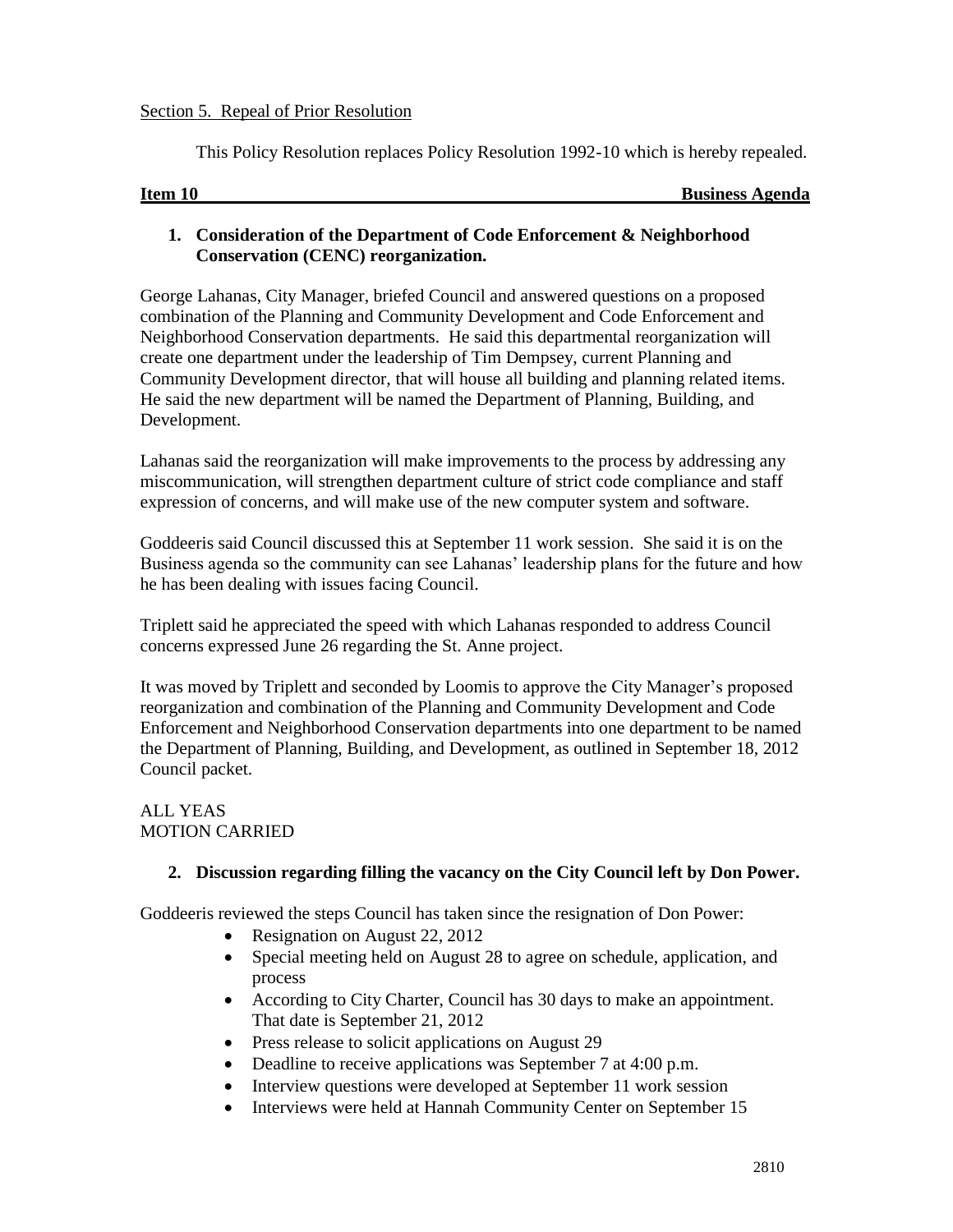Section 5. Repeal of Prior Resolution

This Policy Resolution replaces Policy Resolution 1992-10 which is hereby repealed.

**Item 10 Business Agenda**

1. **Consideration of the Department of Code Enforcement & Neighborhood Conservation (CENC) reorganization.**

George Lahanas, City Manager, briefed Council and answered questions on a proposed combination of the Planning and Community Development and Code Enforcement and Neighborhood Conservation departments. He said this departmental reorganization will create one department under the leadership of Tim Dempsey, current Planning and Community Development director, that will house all building and planning related items. He said the new department will be named the Department of Planning, Building, and Development.

Lahanas said the reorganization will make improvements to the process by addressing any miscommunication, will strengthen department culture of strict code compliance and staff expression of concerns, and will make use of the new computer system and software.

Goddeeris said Council discussed this at September 11 work session. She said it is on the Business agenda so the community can see Lahanas' leadership plans for the future and how he has been dealing with issues facing Council.

Triplett said he appreciated the speed with which Lahanas responded to address Council concerns expressed June 26 regarding the St. Anne project.

It was moved by Triplett and seconded by Loomis to approve the City Manager's proposed reorganization and combination of the Planning and Community Development and Code Enforcement and Neighborhood Conservation departments into one department to be named the Department of Planning, Building, and Development, as outlined in September 18, 2012 Council packet.

ALL YEAS
MOTION CARRIED

2. **Discussion regarding filling the vacancy on the City Council left by Don Power.**

Goddeeris reviewed the steps Council has taken since the resignation of Don Power:

- Resignation on August 22, 2012
- Special meeting held on August 28 to agree on schedule, application, and process
- According to City Charter, Council has 30 days to make an appointment. That date is September 21, 2012
- Press release to solicit applications on August 29
- Deadline to receive applications was September 7 at 4:00 p.m.
- Interview questions were developed at September 11 work session
- Interviews were held at Hannah Community Center on September 15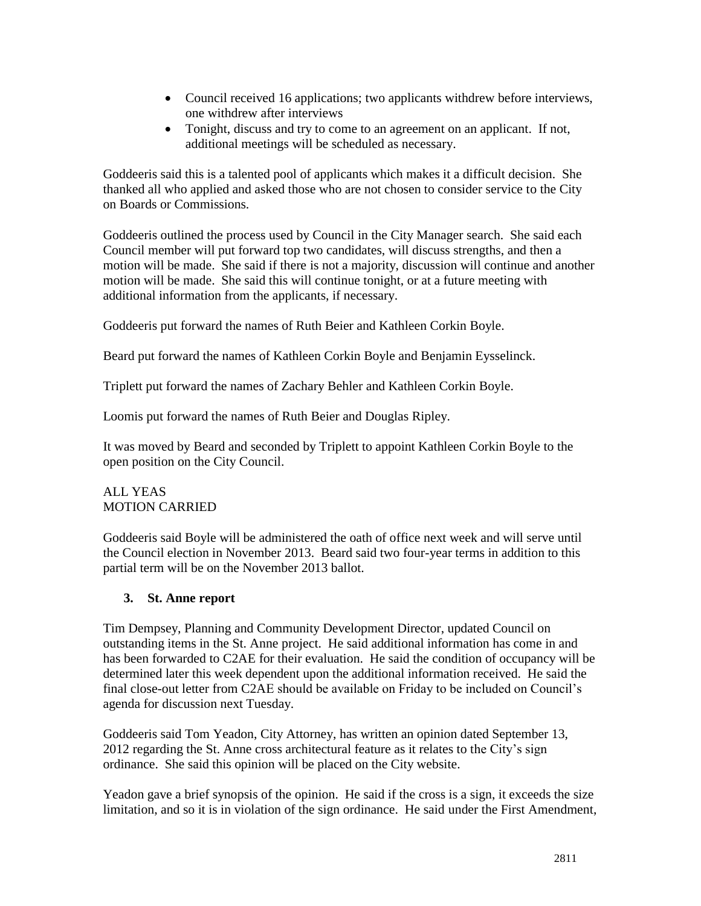- Council received 16 applications; two applicants withdrew before interviews, one withdrew after interviews
- Tonight, discuss and try to come to an agreement on an applicant. If not, additional meetings will be scheduled as necessary.

Goddeeris said this is a talented pool of applicants which makes it a difficult decision. She thanked all who applied and asked those who are not chosen to consider service to the City on Boards or Commissions.

Goddeeris outlined the process used by Council in the City Manager search. She said each Council member will put forward top two candidates, will discuss strengths, and then a motion will be made. She said if there is not a majority, discussion will continue and another motion will be made. She said this will continue tonight, or at a future meeting with additional information from the applicants, if necessary.

Goddeeris put forward the names of Ruth Beier and Kathleen Corkin Boyle.

Beard put forward the names of Kathleen Corkin Boyle and Benjamin Eysselinck.

Triplett put forward the names of Zachary Behler and Kathleen Corkin Boyle.

Loomis put forward the names of Ruth Beier and Douglas Ripley.

It was moved by Beard and seconded by Triplett to appoint Kathleen Corkin Boyle to the open position on the City Council.

ALL YEAS
MOTION CARRIED

Goddeeris said Boyle will be administered the oath of office next week and will serve until the Council election in November 2013. Beard said two four-year terms in addition to this partial term will be on the November 2013 ballot.

### 3. St. Anne report

Tim Dempsey, Planning and Community Development Director, updated Council on outstanding items in the St. Anne project. He said additional information has come in and has been forwarded to C2AE for their evaluation. He said the condition of occupancy will be determined later this week dependent upon the additional information received. He said the final close-out letter from C2AE should be available on Friday to be included on Council's agenda for discussion next Tuesday.

Goddeeris said Tom Yeadon, City Attorney, has written an opinion dated September 13, 2012 regarding the St. Anne cross architectural feature as it relates to the City's sign ordinance. She said this opinion will be placed on the City website.

Yeadon gave a brief synopsis of the opinion. He said if the cross is a sign, it exceeds the size limitation, and so it is in violation of the sign ordinance. He said under the First Amendment,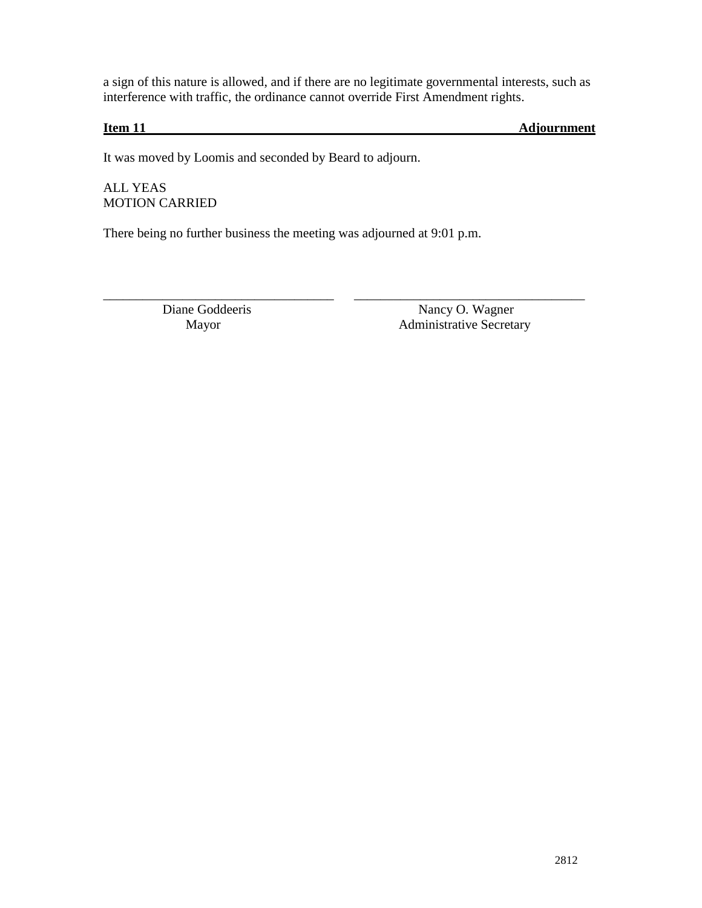a sign of this nature is allowed, and if there are no legitimate governmental interests, such as interference with traffic, the ordinance cannot override First Amendment rights.

**Item 11 Adjournment**

It was moved by Loomis and seconded by Beard to adjourn.

ALL YEAS
MOTION CARRIED

There being no further business the meeting was adjourned at 9:01 p.m.

| | |
|---|---|
| ___________________________________ | ___________________________________ |
| Diane Goddeeris | Nancy O. Wagner |
| Mayor | Administrative Secretary |